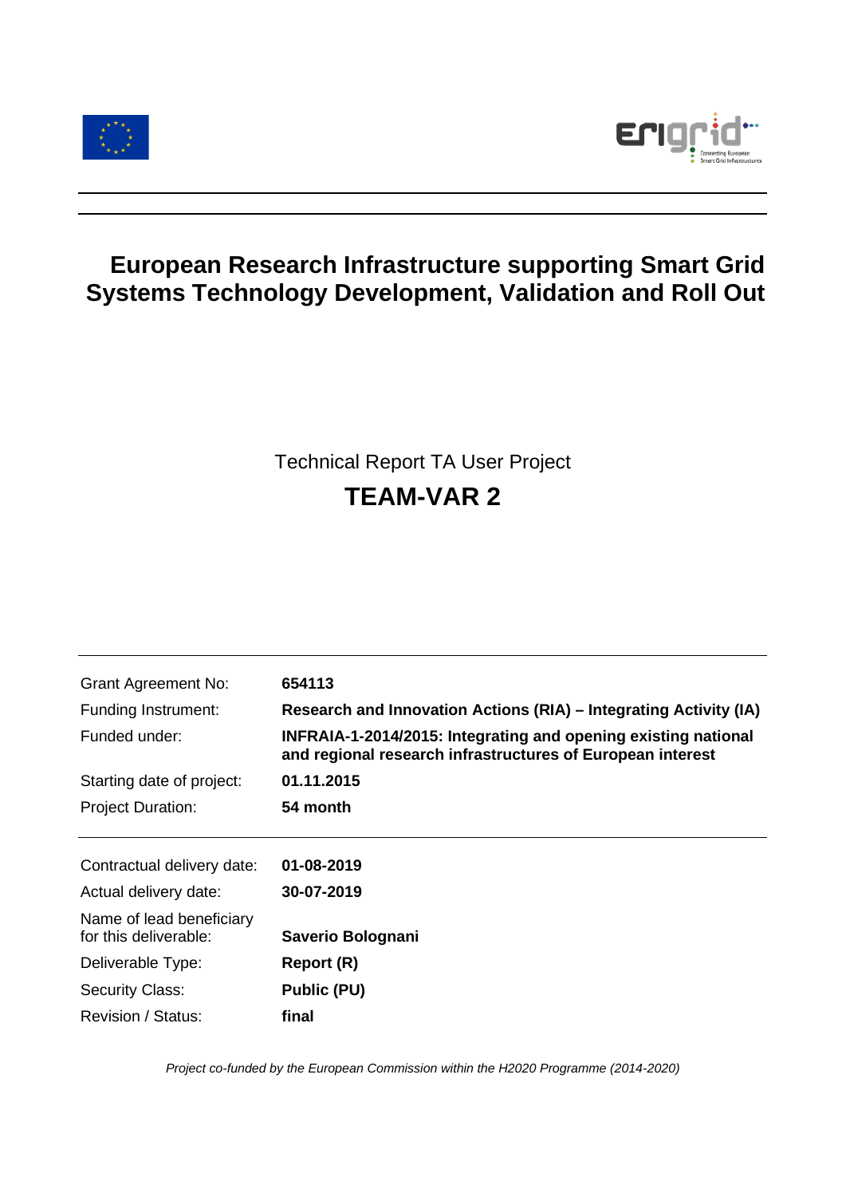# European Research Infrastructure supporting Smart Grid Systems Technology Development, Validation and Roll Out

Technical Report TA User Project

## TEAM-VAR 2

| | |
|---|---|
| Grant Agreement No: | **654113** |
| Funding Instrument: | **Research and Innovation Actions (RIA) – Integrating Activity (IA)** |
| Funded under: | **INFRAIA-1-2014/2015: Integrating and opening existing national and regional research infrastructures of European interest** |
| Starting date of project: | **01.11.2015** |
| Project Duration: | **54 month** |

| | |
|---|---|
| Contractual delivery date: | **01-08-2019** |
| Actual delivery date: | **30-07-2019** |
| Name of lead beneficiary for this deliverable: | **Saverio Bolognani** |
| Deliverable Type: | **Report (R)** |
| Security Class: | **Public (PU)** |
| Revision / Status: | **final** |

*Project co-funded by the European Commission within the H2020 Programme (2014-2020)*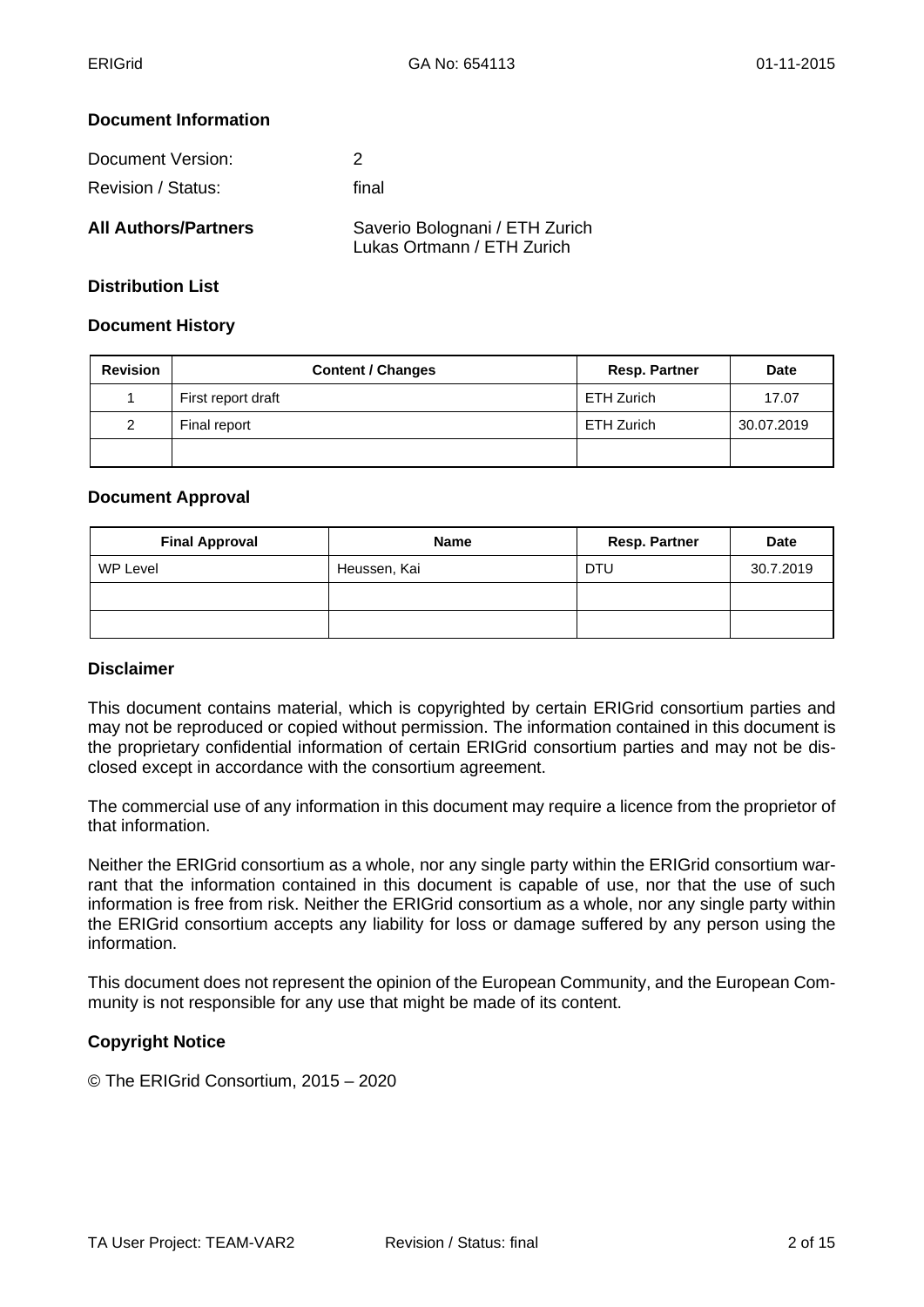### Document Information

| | |
|---|---|
| Document Version: | 2 |
| Revision / Status: | final |
| **All Authors/Partners** | Saverio Bolognani / ETH Zurich<br>Lukas Ortmann / ETH Zurich |

### Distribution List

### Document History

| Revision | Content / Changes | Resp. Partner | Date |
|---|---|---|---|
| 1 | First report draft | ETH Zurich | 17.07 |
| 2 | Final report | ETH Zurich | 30.07.2019 |
| | | | |

### Document Approval

| Final Approval | Name | Resp. Partner | Date |
|---|---|---|---|
| WP Level | Heussen, Kai | DTU | 30.7.2019 |
| | | | |
| | | | |

### Disclaimer

This document contains material, which is copyrighted by certain ERIGrid consortium parties and may not be reproduced or copied without permission. The information contained in this document is the proprietary confidential information of certain ERIGrid consortium parties and may not be disclosed except in accordance with the consortium agreement.

The commercial use of any information in this document may require a licence from the proprietor of that information.

Neither the ERIGrid consortium as a whole, nor any single party within the ERIGrid consortium warrant that the information contained in this document is capable of use, nor that the use of such information is free from risk. Neither the ERIGrid consortium as a whole, nor any single party within the ERIGrid consortium accepts any liability for loss or damage suffered by any person using the information.

This document does not represent the opinion of the European Community, and the European Community is not responsible for any use that might be made of its content.

### Copyright Notice

© The ERIGrid Consortium, 2015 – 2020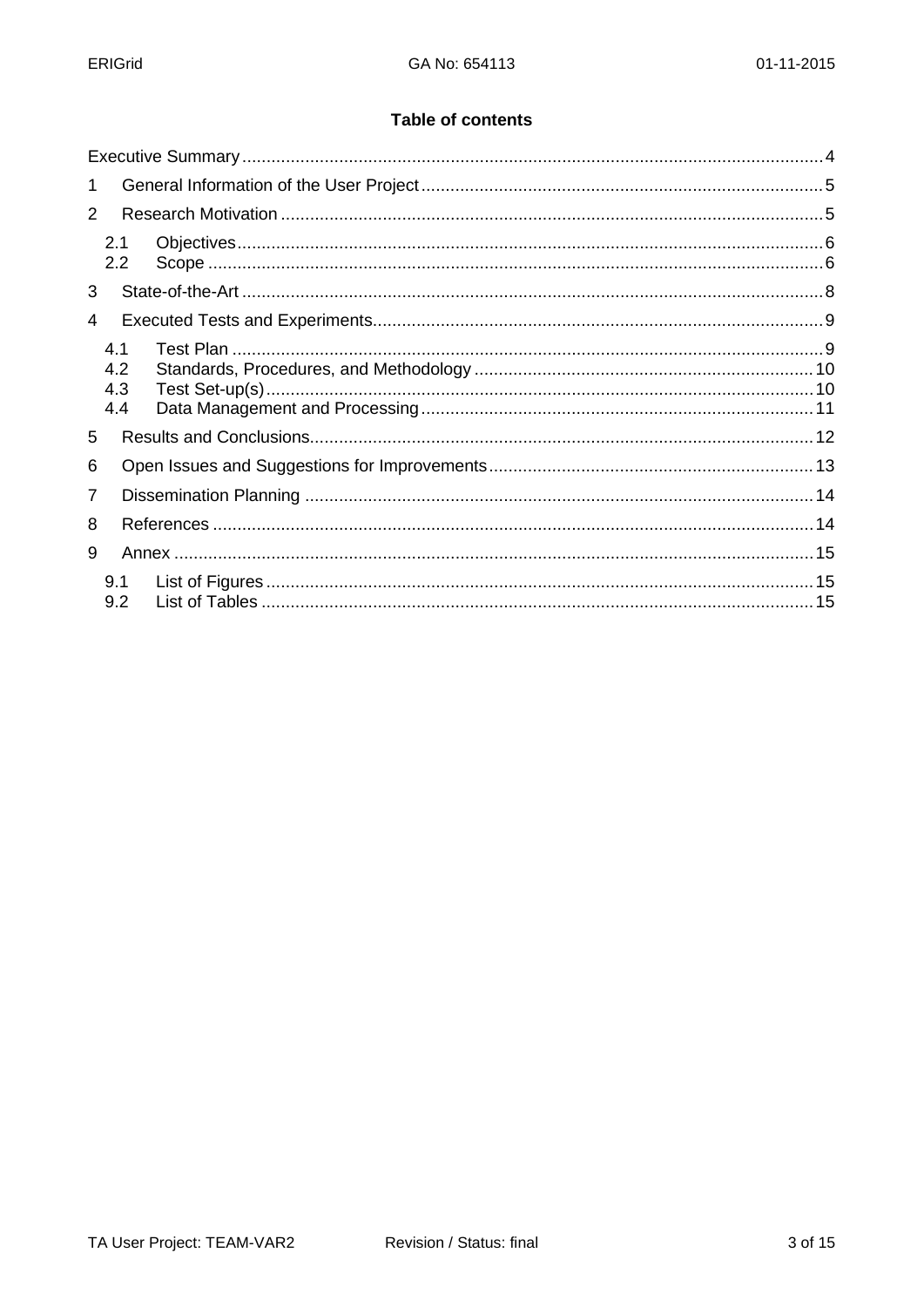# Table of contents

Executive Summary ....................................................................................................................... 4

1 General Information of the User Project ................................................................................... 5

2 Research Motivation ................................................................................................................ 5

  2.1 Objectives ......................................................................................................................... 6

  2.2 Scope ............................................................................................................................... 6

3 State-of-the-Art ........................................................................................................................ 8

4 Executed Tests and Experiments ............................................................................................. 9

  4.1 Test Plan ........................................................................................................................... 9

  4.2 Standards, Procedures, and Methodology ...................................................................... 10

  4.3 Test Set-up(s) ................................................................................................................. 10

  4.4 Data Management and Processing ................................................................................. 11

5 Results and Conclusions ........................................................................................................ 12

6 Open Issues and Suggestions for Improvements ................................................................... 13

7 Dissemination Planning ......................................................................................................... 14

8 References ............................................................................................................................ 14

9 Annex .................................................................................................................................... 15

  9.1 List of Figures ................................................................................................................. 15

  9.2 List of Tables .................................................................................................................. 15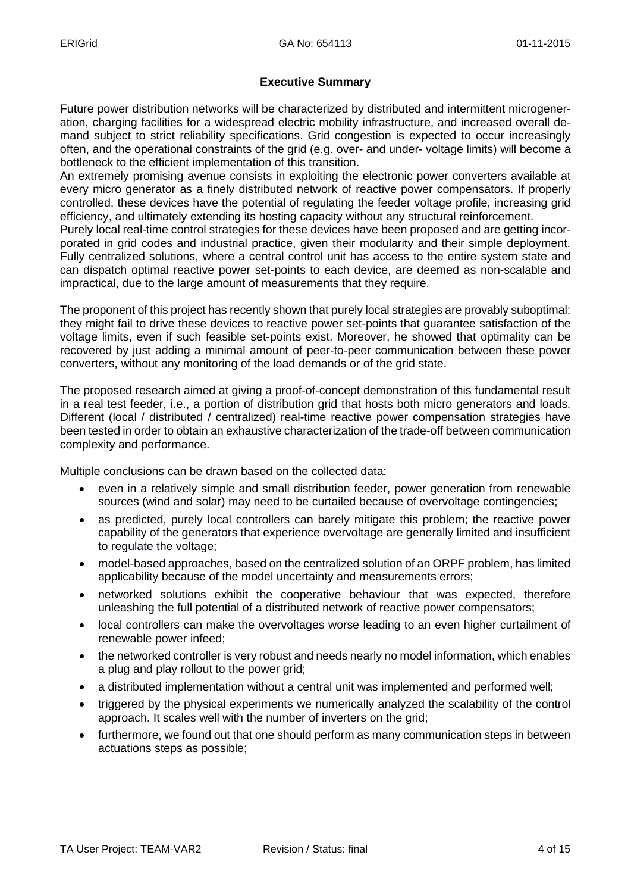## Executive Summary

Future power distribution networks will be characterized by distributed and intermittent microgeneration, charging facilities for a widespread electric mobility infrastructure, and increased overall demand subject to strict reliability specifications. Grid congestion is expected to occur increasingly often, and the operational constraints of the grid (e.g. over- and under- voltage limits) will become a bottleneck to the efficient implementation of this transition.

An extremely promising avenue consists in exploiting the electronic power converters available at every micro generator as a finely distributed network of reactive power compensators. If properly controlled, these devices have the potential of regulating the feeder voltage profile, increasing grid efficiency, and ultimately extending its hosting capacity without any structural reinforcement.

Purely local real-time control strategies for these devices have been proposed and are getting incorporated in grid codes and industrial practice, given their modularity and their simple deployment. Fully centralized solutions, where a central control unit has access to the entire system state and can dispatch optimal reactive power set-points to each device, are deemed as non-scalable and impractical, due to the large amount of measurements that they require.

The proponent of this project has recently shown that purely local strategies are provably suboptimal: they might fail to drive these devices to reactive power set-points that guarantee satisfaction of the voltage limits, even if such feasible set-points exist. Moreover, he showed that optimality can be recovered by just adding a minimal amount of peer-to-peer communication between these power converters, without any monitoring of the load demands or of the grid state.

The proposed research aimed at giving a proof-of-concept demonstration of this fundamental result in a real test feeder, i.e., a portion of distribution grid that hosts both micro generators and loads. Different (local / distributed / centralized) real-time reactive power compensation strategies have been tested in order to obtain an exhaustive characterization of the trade-off between communication complexity and performance.

Multiple conclusions can be drawn based on the collected data:

- even in a relatively simple and small distribution feeder, power generation from renewable sources (wind and solar) may need to be curtailed because of overvoltage contingencies;
- as predicted, purely local controllers can barely mitigate this problem; the reactive power capability of the generators that experience overvoltage are generally limited and insufficient to regulate the voltage;
- model-based approaches, based on the centralized solution of an ORPF problem, has limited applicability because of the model uncertainty and measurements errors;
- networked solutions exhibit the cooperative behaviour that was expected, therefore unleashing the full potential of a distributed network of reactive power compensators;
- local controllers can make the overvoltages worse leading to an even higher curtailment of renewable power infeed;
- the networked controller is very robust and needs nearly no model information, which enables a plug and play rollout to the power grid;
- a distributed implementation without a central unit was implemented and performed well;
- triggered by the physical experiments we numerically analyzed the scalability of the control approach. It scales well with the number of inverters on the grid;
- furthermore, we found out that one should perform as many communication steps in between actuations steps as possible;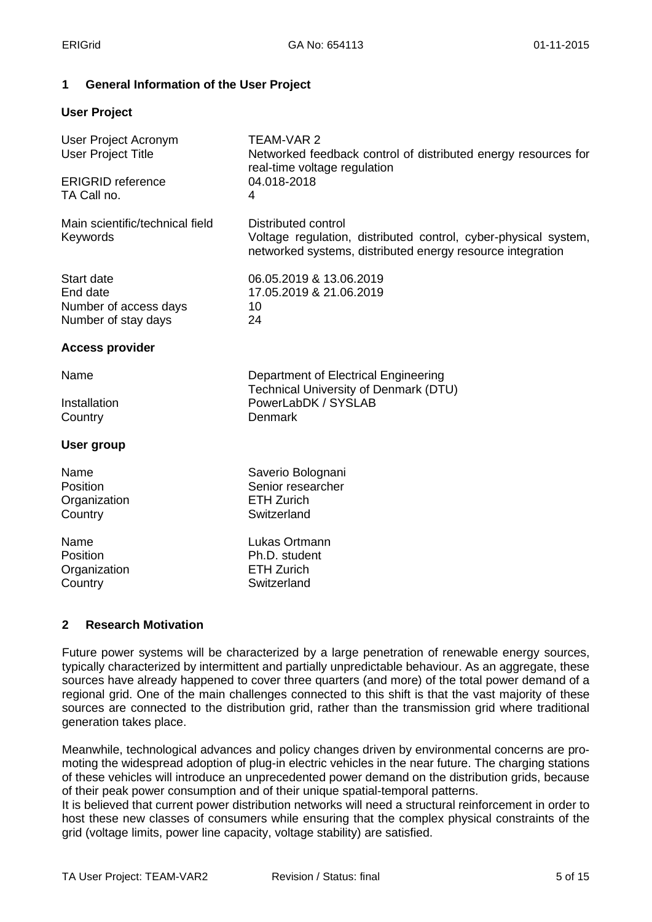## 1 General Information of the User Project

### User Project

| | |
|---|---|
| User Project Acronym | TEAM-VAR 2 |
| User Project Title | Networked feedback control of distributed energy resources for real-time voltage regulation |
| ERIGRID reference | 04.018-2018 |
| TA Call no. | 4 |
| Main scientific/technical field | Distributed control |
| Keywords | Voltage regulation, distributed control, cyber-physical system, networked systems, distributed energy resource integration |
| Start date | 06.05.2019 & 13.06.2019 |
| End date | 17.05.2019 & 21.06.2019 |
| Number of access days | 10 |
| Number of stay days | 24 |

### Access provider

| | |
|---|---|
| Name | Department of Electrical Engineering<br>Technical University of Denmark (DTU) |
| Installation | PowerLabDK / SYSLAB |
| Country | Denmark |

### User group

| | |
|---|---|
| Name | Saverio Bolognani |
| Position | Senior researcher |
| Organization | ETH Zurich |
| Country | Switzerland |

| | |
|---|---|
| Name | Lukas Ortmann |
| Position | Ph.D. student |
| Organization | ETH Zurich |
| Country | Switzerland |

## 2 Research Motivation

Future power systems will be characterized by a large penetration of renewable energy sources, typically characterized by intermittent and partially unpredictable behaviour. As an aggregate, these sources have already happened to cover three quarters (and more) of the total power demand of a regional grid. One of the main challenges connected to this shift is that the vast majority of these sources are connected to the distribution grid, rather than the transmission grid where traditional generation takes place.

Meanwhile, technological advances and policy changes driven by environmental concerns are promoting the widespread adoption of plug-in electric vehicles in the near future. The charging stations of these vehicles will introduce an unprecedented power demand on the distribution grids, because of their peak power consumption and of their unique spatial-temporal patterns.

It is believed that current power distribution networks will need a structural reinforcement in order to host these new classes of consumers while ensuring that the complex physical constraints of the grid (voltage limits, power line capacity, voltage stability) are satisfied.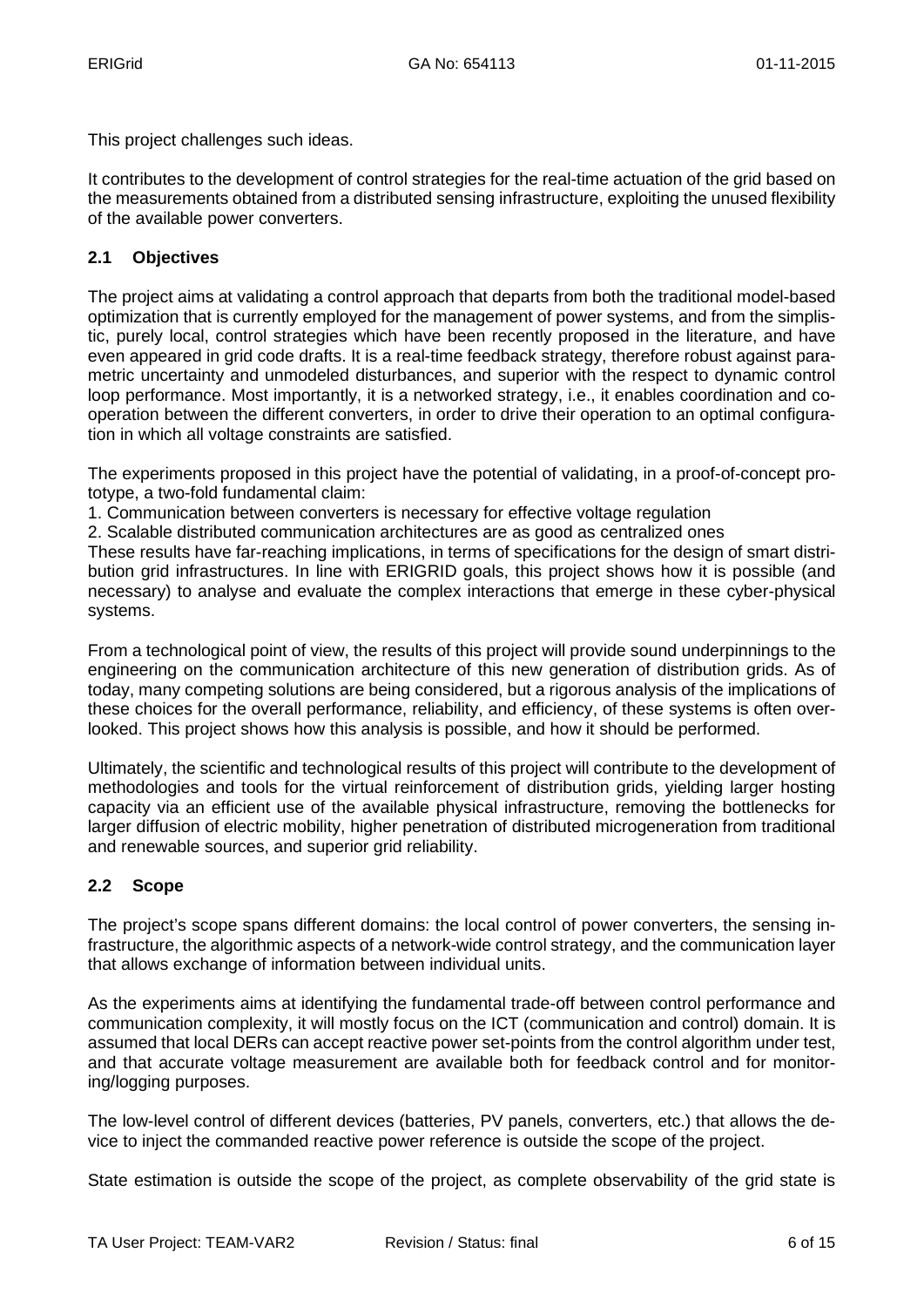This project challenges such ideas.

It contributes to the development of control strategies for the real-time actuation of the grid based on the measurements obtained from a distributed sensing infrastructure, exploiting the unused flexibility of the available power converters.

## 2.1 Objectives

The project aims at validating a control approach that departs from both the traditional model-based optimization that is currently employed for the management of power systems, and from the simplistic, purely local, control strategies which have been recently proposed in the literature, and have even appeared in grid code drafts. It is a real-time feedback strategy, therefore robust against parametric uncertainty and unmodeled disturbances, and superior with the respect to dynamic control loop performance. Most importantly, it is a networked strategy, i.e., it enables coordination and cooperation between the different converters, in order to drive their operation to an optimal configuration in which all voltage constraints are satisfied.

The experiments proposed in this project have the potential of validating, in a proof-of-concept prototype, a two-fold fundamental claim:

1. Communication between converters is necessary for effective voltage regulation
2. Scalable distributed communication architectures are as good as centralized ones

These results have far-reaching implications, in terms of specifications for the design of smart distribution grid infrastructures. In line with ERIGRID goals, this project shows how it is possible (and necessary) to analyse and evaluate the complex interactions that emerge in these cyber-physical systems.

From a technological point of view, the results of this project will provide sound underpinnings to the engineering on the communication architecture of this new generation of distribution grids. As of today, many competing solutions are being considered, but a rigorous analysis of the implications of these choices for the overall performance, reliability, and efficiency, of these systems is often overlooked. This project shows how this analysis is possible, and how it should be performed.

Ultimately, the scientific and technological results of this project will contribute to the development of methodologies and tools for the virtual reinforcement of distribution grids, yielding larger hosting capacity via an efficient use of the available physical infrastructure, removing the bottlenecks for larger diffusion of electric mobility, higher penetration of distributed microgeneration from traditional and renewable sources, and superior grid reliability.

## 2.2 Scope

The project's scope spans different domains: the local control of power converters, the sensing infrastructure, the algorithmic aspects of a network-wide control strategy, and the communication layer that allows exchange of information between individual units.

As the experiments aims at identifying the fundamental trade-off between control performance and communication complexity, it will mostly focus on the ICT (communication and control) domain. It is assumed that local DERs can accept reactive power set-points from the control algorithm under test, and that accurate voltage measurement are available both for feedback control and for monitoring/logging purposes.

The low-level control of different devices (batteries, PV panels, converters, etc.) that allows the device to inject the commanded reactive power reference is outside the scope of the project.

State estimation is outside the scope of the project, as complete observability of the grid state is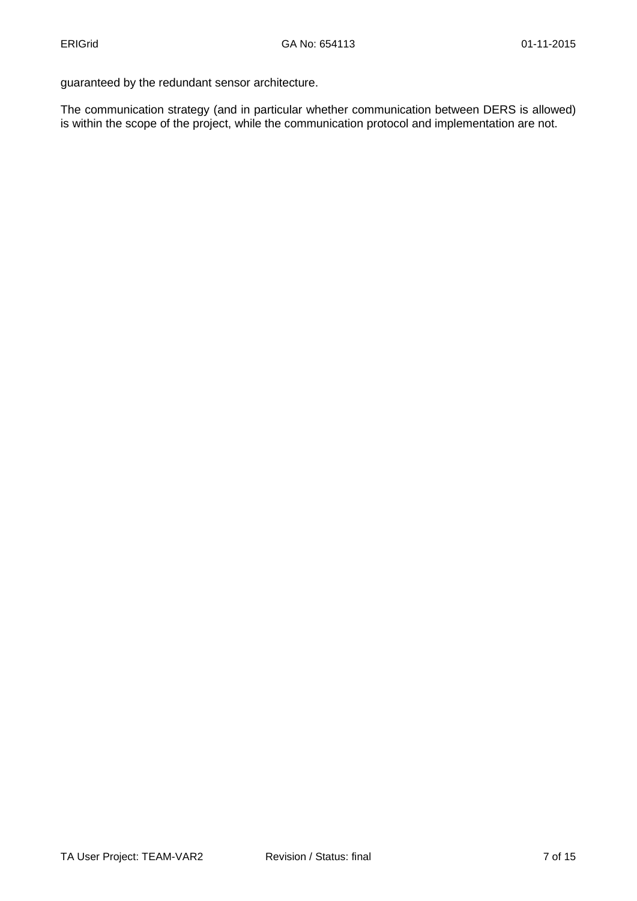guaranteed by the redundant sensor architecture.

The communication strategy (and in particular whether communication between DERS is allowed) is within the scope of the project, while the communication protocol and implementation are not.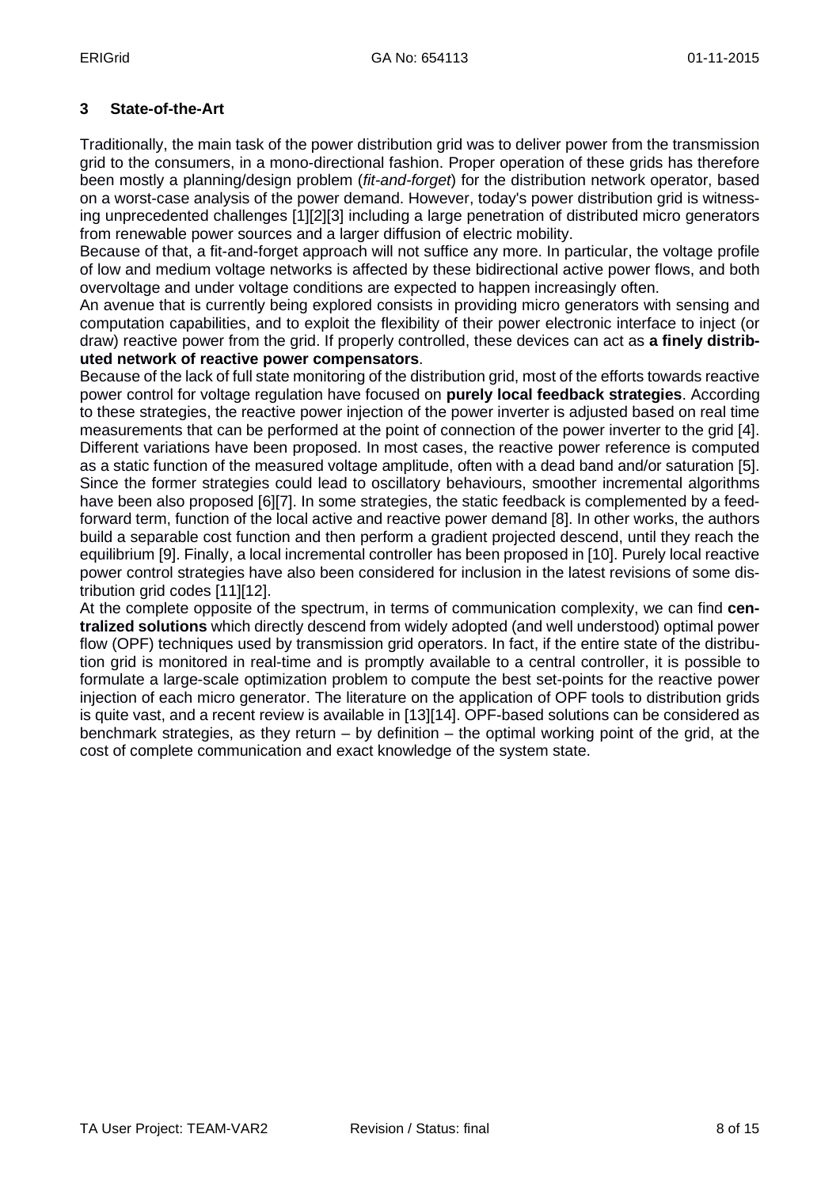# 3 State-of-the-Art

Traditionally, the main task of the power distribution grid was to deliver power from the transmission grid to the consumers, in a mono-directional fashion. Proper operation of these grids has therefore been mostly a planning/design problem (*fit-and-forget*) for the distribution network operator, based on a worst-case analysis of the power demand. However, today's power distribution grid is witnessing unprecedented challenges [1][2][3] including a large penetration of distributed micro generators from renewable power sources and a larger diffusion of electric mobility.
Because of that, a fit-and-forget approach will not suffice any more. In particular, the voltage profile of low and medium voltage networks is affected by these bidirectional active power flows, and both overvoltage and under voltage conditions are expected to happen increasingly often.
An avenue that is currently being explored consists in providing micro generators with sensing and computation capabilities, and to exploit the flexibility of their power electronic interface to inject (or draw) reactive power from the grid. If properly controlled, these devices can act as **a finely distributed network of reactive power compensators**.
Because of the lack of full state monitoring of the distribution grid, most of the efforts towards reactive power control for voltage regulation have focused on **purely local feedback strategies**. According to these strategies, the reactive power injection of the power inverter is adjusted based on real time measurements that can be performed at the point of connection of the power inverter to the grid [4]. Different variations have been proposed. In most cases, the reactive power reference is computed as a static function of the measured voltage amplitude, often with a dead band and/or saturation [5]. Since the former strategies could lead to oscillatory behaviours, smoother incremental algorithms have been also proposed [6][7]. In some strategies, the static feedback is complemented by a feedforward term, function of the local active and reactive power demand [8]. In other works, the authors build a separable cost function and then perform a gradient projected descend, until they reach the equilibrium [9]. Finally, a local incremental controller has been proposed in [10]. Purely local reactive power control strategies have also been considered for inclusion in the latest revisions of some distribution grid codes [11][12].
At the complete opposite of the spectrum, in terms of communication complexity, we can find **centralized solutions** which directly descend from widely adopted (and well understood) optimal power flow (OPF) techniques used by transmission grid operators. In fact, if the entire state of the distribution grid is monitored in real-time and is promptly available to a central controller, it is possible to formulate a large-scale optimization problem to compute the best set-points for the reactive power injection of each micro generator. The literature on the application of OPF tools to distribution grids is quite vast, and a recent review is available in [13][14]. OPF-based solutions can be considered as benchmark strategies, as they return – by definition – the optimal working point of the grid, at the cost of complete communication and exact knowledge of the system state.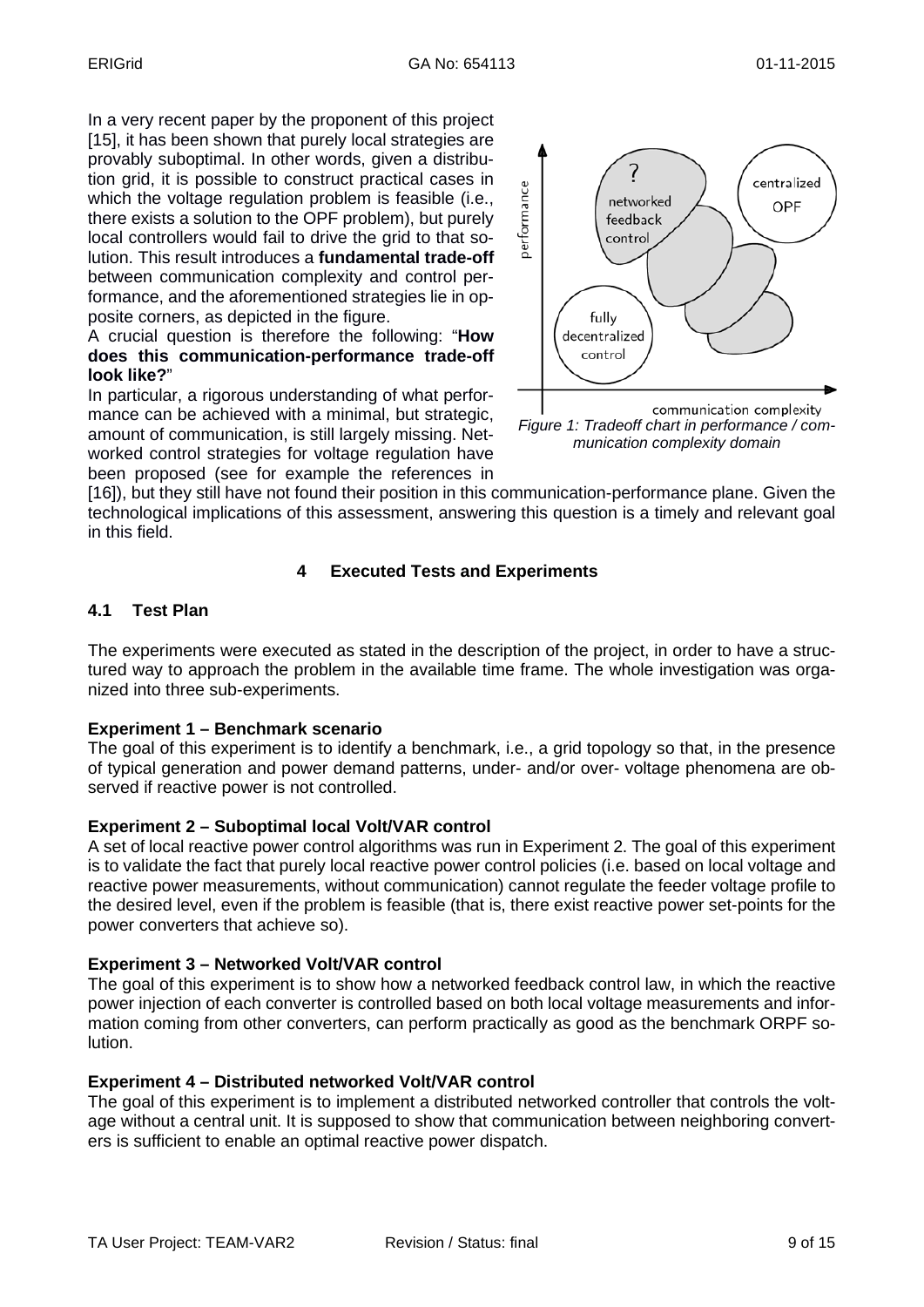In a very recent paper by the proponent of this project [15], it has been shown that purely local strategies are provably suboptimal. In other words, given a distribution grid, it is possible to construct practical cases in which the voltage regulation problem is feasible (i.e., there exists a solution to the OPF problem), but purely local controllers would fail to drive the grid to that solution. This result introduces a **fundamental trade-off** between communication complexity and control performance, and the aforementioned strategies lie in opposite corners, as depicted in the figure.

A crucial question is therefore the following: "**How does this communication-performance trade-off look like?**"

In particular, a rigorous understanding of what performance can be achieved with a minimal, but strategic, amount of communication, is still largely missing. Networked control strategies for voltage regulation have been proposed (see for example the references in [16]), but they still have not found their position in this communication-performance plane. Given the technological implications of this assessment, answering this question is a timely and relevant goal in this field.

*Figure 1: Tradeoff chart in performance / communication complexity domain*

# 4 Executed Tests and Experiments

## 4.1 Test Plan

The experiments were executed as stated in the description of the project, in order to have a structured way to approach the problem in the available time frame. The whole investigation was organized into three sub-experiments.

**Experiment 1 – Benchmark scenario**

The goal of this experiment is to identify a benchmark, i.e., a grid topology so that, in the presence of typical generation and power demand patterns, under- and/or over- voltage phenomena are observed if reactive power is not controlled.

**Experiment 2 – Suboptimal local Volt/VAR control**

A set of local reactive power control algorithms was run in Experiment 2. The goal of this experiment is to validate the fact that purely local reactive power control policies (i.e. based on local voltage and reactive power measurements, without communication) cannot regulate the feeder voltage profile to the desired level, even if the problem is feasible (that is, there exist reactive power set-points for the power converters that achieve so).

**Experiment 3 – Networked Volt/VAR control**

The goal of this experiment is to show how a networked feedback control law, in which the reactive power injection of each converter is controlled based on both local voltage measurements and information coming from other converters, can perform practically as good as the benchmark ORPF solution.

**Experiment 4 – Distributed networked Volt/VAR control**

The goal of this experiment is to implement a distributed networked controller that controls the voltage without a central unit. It is supposed to show that communication between neighboring converters is sufficient to enable an optimal reactive power dispatch.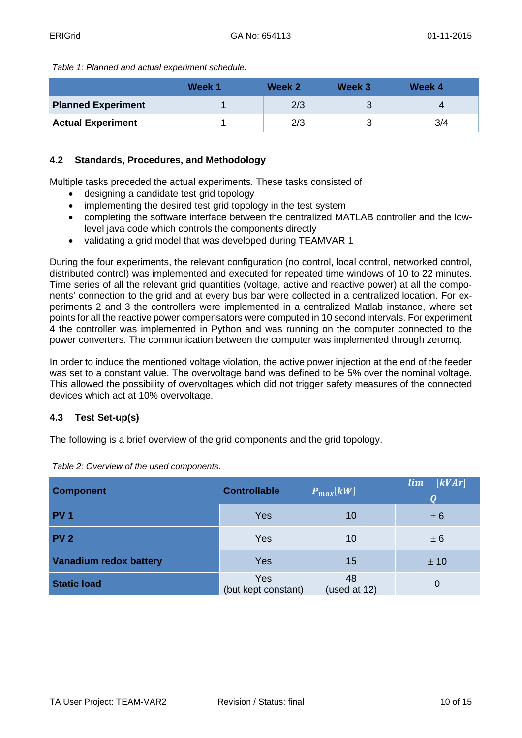*Table 1: Planned and actual experiment schedule.*

| | Week 1 | Week 2 | Week 3 | Week 4 |
|---|---|---|---|---|
| **Planned Experiment** | 1 | 2/3 | 3 | 4 |
| **Actual Experiment** | 1 | 2/3 | 3 | 3/4 |

### 4.2 Standards, Procedures, and Methodology

Multiple tasks preceded the actual experiments. These tasks consisted of

- designing a candidate test grid topology
- implementing the desired test grid topology in the test system
- completing the software interface between the centralized MATLAB controller and the low-level java code which controls the components directly
- validating a grid model that was developed during TEAMVAR 1

During the four experiments, the relevant configuration (no control, local control, networked control, distributed control) was implemented and executed for repeated time windows of 10 to 22 minutes. Time series of all the relevant grid quantities (voltage, active and reactive power) at all the components' connection to the grid and at every bus bar were collected in a centralized location. For experiments 2 and 3 the controllers were implemented in a centralized Matlab instance, where set points for all the reactive power compensators were computed in 10 second intervals. For experiment 4 the controller was implemented in Python and was running on the computer connected to the power converters. The communication between the computer was implemented through zeromq.

In order to induce the mentioned voltage violation, the active power injection at the end of the feeder was set to a constant value. The overvoltage band was defined to be 5% over the nominal voltage. This allowed the possibility of overvoltages which did not trigger safety measures of the connected devices which act at 10% overvoltage.

### 4.3 Test Set-up(s)

The following is a brief overview of the grid components and the grid topology.

*Table 2: Overview of the used components.*

| Component | Controllable | $P_{max}[kW]$ | $lim_Q$ $[kVAr]$ |
|---|---|---|---|
| **PV 1** | Yes | 10 | $\pm 6$ |
| **PV 2** | Yes | 10 | $\pm 6$ |
| **Vanadium redox battery** | Yes | 15 | $\pm 10$ |
| **Static load** | Yes (but kept constant) | 48 (used at 12) | 0 |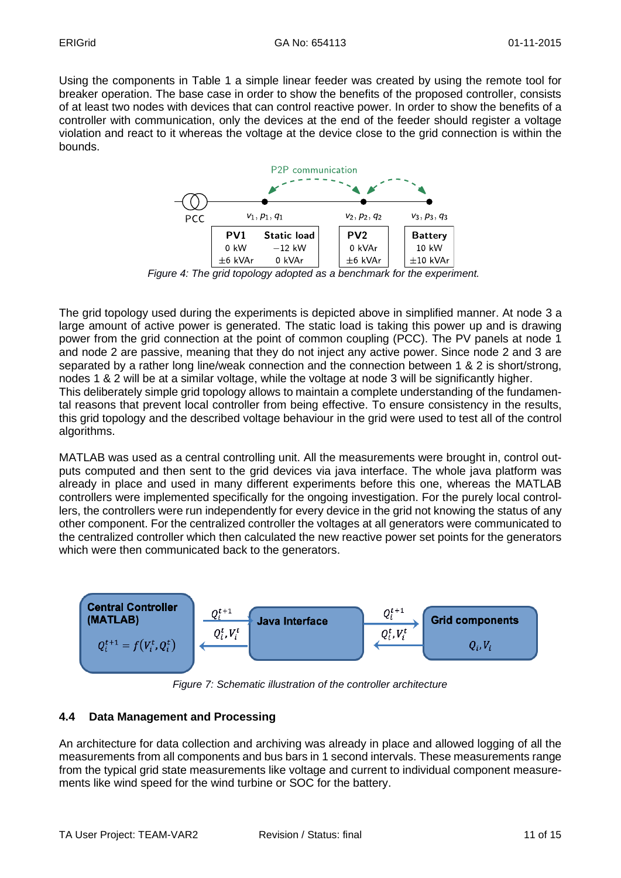Using the components in Table 1 a simple linear feeder was created by using the remote tool for breaker operation. The base case in order to show the benefits of the proposed controller, consists of at least two nodes with devices that can control reactive power. In order to show the benefits of a controller with communication, only the devices at the end of the feeder should register a voltage violation and react to it whereas the voltage at the device close to the grid connection is within the bounds.

*Figure 4: The grid topology adopted as a benchmark for the experiment.*

The grid topology used during the experiments is depicted above in simplified manner. At node 3 a large amount of active power is generated. The static load is taking this power up and is drawing power from the grid connection at the point of common coupling (PCC). The PV panels at node 1 and node 2 are passive, meaning that they do not inject any active power. Since node 2 and 3 are separated by a rather long line/weak connection and the connection between 1 & 2 is short/strong, nodes 1 & 2 will be at a similar voltage, while the voltage at node 3 will be significantly higher.
This deliberately simple grid topology allows to maintain a complete understanding of the fundamental reasons that prevent local controller from being effective. To ensure consistency in the results, this grid topology and the described voltage behaviour in the grid were used to test all of the control algorithms.

MATLAB was used as a central controlling unit. All the measurements were brought in, control outputs computed and then sent to the grid devices via java interface. The whole java platform was already in place and used in many different experiments before this one, whereas the MATLAB controllers were implemented specifically for the ongoing investigation. For the purely local controllers, the controllers were run independently for every device in the grid not knowing the status of any other component. For the centralized controller the voltages at all generators were communicated to the centralized controller which then calculated the new reactive power set points for the generators which were then communicated back to the generators.

*Figure 7: Schematic illustration of the controller architecture*

## 4.4 Data Management and Processing

An architecture for data collection and archiving was already in place and allowed logging of all the measurements from all components and bus bars in 1 second intervals. These measurements range from the typical grid state measurements like voltage and current to individual component measurements like wind speed for the wind turbine or SOC for the battery.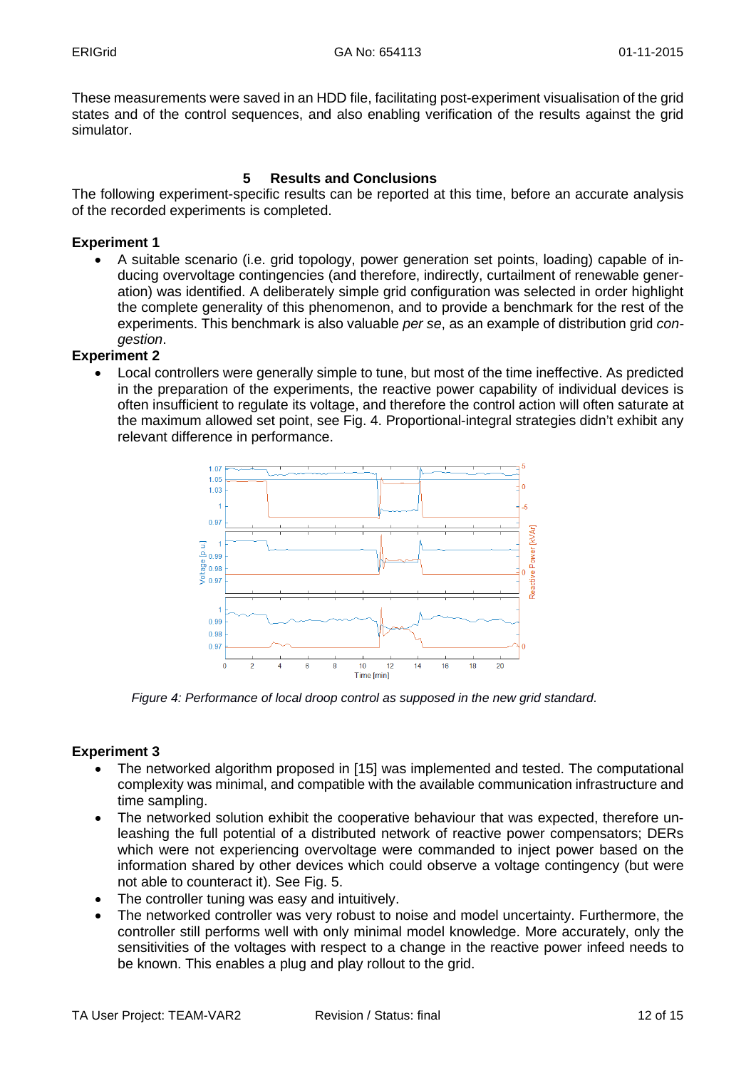These measurements were saved in an HDD file, facilitating post-experiment visualisation of the grid states and of the control sequences, and also enabling verification of the results against the grid simulator.

## 5 Results and Conclusions

The following experiment-specific results can be reported at this time, before an accurate analysis of the recorded experiments is completed.

**Experiment 1**

- A suitable scenario (i.e. grid topology, power generation set points, loading) capable of inducing overvoltage contingencies (and therefore, indirectly, curtailment of renewable generation) was identified. A deliberately simple grid configuration was selected in order highlight the complete generality of this phenomenon, and to provide a benchmark for the rest of the experiments. This benchmark is also valuable *per se*, as an example of distribution grid *congestion*.

**Experiment 2**

- Local controllers were generally simple to tune, but most of the time ineffective. As predicted in the preparation of the experiments, the reactive power capability of individual devices is often insufficient to regulate its voltage, and therefore the control action will often saturate at the maximum allowed set point, see Fig. 4. Proportional-integral strategies didn't exhibit any relevant difference in performance.

*Figure 4: Performance of local droop control as supposed in the new grid standard.*

**Experiment 3**

- The networked algorithm proposed in [15] was implemented and tested. The computational complexity was minimal, and compatible with the available communication infrastructure and time sampling.
- The networked solution exhibit the cooperative behaviour that was expected, therefore unleashing the full potential of a distributed network of reactive power compensators; DERs which were not experiencing overvoltage were commanded to inject power based on the information shared by other devices which could observe a voltage contingency (but were not able to counteract it). See Fig. 5.
- The controller tuning was easy and intuitively.
- The networked controller was very robust to noise and model uncertainty. Furthermore, the controller still performs well with only minimal model knowledge. More accurately, only the sensitivities of the voltages with respect to a change in the reactive power infeed needs to be known. This enables a plug and play rollout to the grid.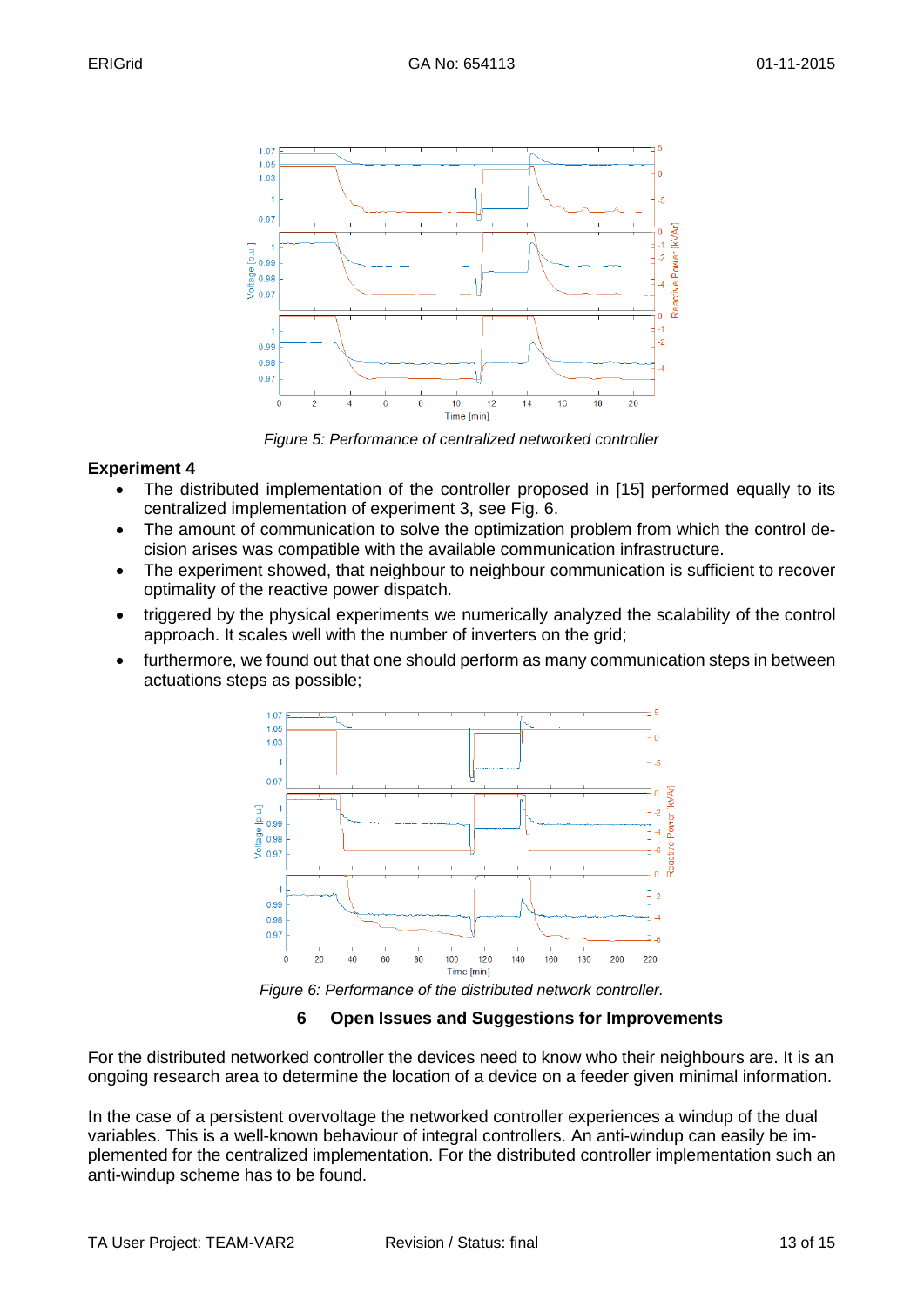*Figure 5: Performance of centralized networked controller*

**Experiment 4**

- The distributed implementation of the controller proposed in [15] performed equally to its centralized implementation of experiment 3, see Fig. 6.
- The amount of communication to solve the optimization problem from which the control decision arises was compatible with the available communication infrastructure.
- The experiment showed, that neighbour to neighbour communication is sufficient to recover optimality of the reactive power dispatch.
- triggered by the physical experiments we numerically analyzed the scalability of the control approach. It scales well with the number of inverters on the grid;
- furthermore, we found out that one should perform as many communication steps in between actuations steps as possible;

*Figure 6: Performance of the distributed network controller.*

## 6 Open Issues and Suggestions for Improvements

For the distributed networked controller the devices need to know who their neighbours are. It is an ongoing research area to determine the location of a device on a feeder given minimal information.

In the case of a persistent overvoltage the networked controller experiences a windup of the dual variables. This is a well-known behaviour of integral controllers. An anti-windup can easily be implemented for the centralized implementation. For the distributed controller implementation such an anti-windup scheme has to be found.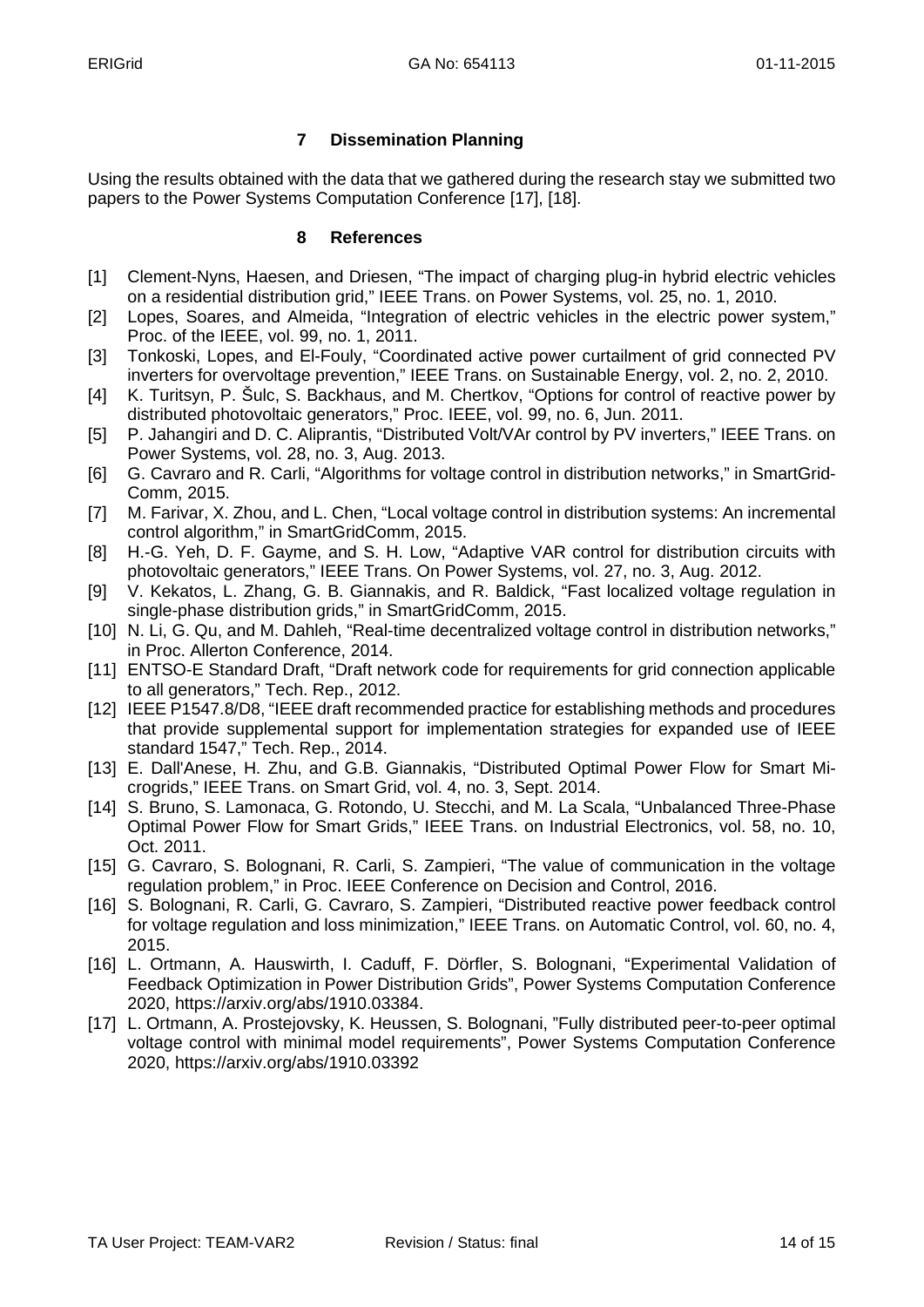## 7 Dissemination Planning

Using the results obtained with the data that we gathered during the research stay we submitted two papers to the Power Systems Computation Conference [17], [18].

## 8 References

[1] Clement-Nyns, Haesen, and Driesen, "The impact of charging plug-in hybrid electric vehicles on a residential distribution grid," IEEE Trans. on Power Systems, vol. 25, no. 1, 2010.

[2] Lopes, Soares, and Almeida, "Integration of electric vehicles in the electric power system," Proc. of the IEEE, vol. 99, no. 1, 2011.

[3] Tonkoski, Lopes, and El-Fouly, "Coordinated active power curtailment of grid connected PV inverters for overvoltage prevention," IEEE Trans. on Sustainable Energy, vol. 2, no. 2, 2010.

[4] K. Turitsyn, P. Šulc, S. Backhaus, and M. Chertkov, "Options for control of reactive power by distributed photovoltaic generators," Proc. IEEE, vol. 99, no. 6, Jun. 2011.

[5] P. Jahangiri and D. C. Aliprantis, "Distributed Volt/VAr control by PV inverters," IEEE Trans. on Power Systems, vol. 28, no. 3, Aug. 2013.

[6] G. Cavraro and R. Carli, "Algorithms for voltage control in distribution networks," in SmartGrid-Comm, 2015.

[7] M. Farivar, X. Zhou, and L. Chen, "Local voltage control in distribution systems: An incremental control algorithm," in SmartGridComm, 2015.

[8] H.-G. Yeh, D. F. Gayme, and S. H. Low, "Adaptive VAR control for distribution circuits with photovoltaic generators," IEEE Trans. On Power Systems, vol. 27, no. 3, Aug. 2012.

[9] V. Kekatos, L. Zhang, G. B. Giannakis, and R. Baldick, "Fast localized voltage regulation in single-phase distribution grids," in SmartGridComm, 2015.

[10] N. Li, G. Qu, and M. Dahleh, "Real-time decentralized voltage control in distribution networks," in Proc. Allerton Conference, 2014.

[11] ENTSO-E Standard Draft, "Draft network code for requirements for grid connection applicable to all generators," Tech. Rep., 2012.

[12] IEEE P1547.8/D8, "IEEE draft recommended practice for establishing methods and procedures that provide supplemental support for implementation strategies for expanded use of IEEE standard 1547," Tech. Rep., 2014.

[13] E. Dall'Anese, H. Zhu, and G.B. Giannakis, "Distributed Optimal Power Flow for Smart Microgrids," IEEE Trans. on Smart Grid, vol. 4, no. 3, Sept. 2014.

[14] S. Bruno, S. Lamonaca, G. Rotondo, U. Stecchi, and M. La Scala, "Unbalanced Three-Phase Optimal Power Flow for Smart Grids," IEEE Trans. on Industrial Electronics, vol. 58, no. 10, Oct. 2011.

[15] G. Cavraro, S. Bolognani, R. Carli, S. Zampieri, "The value of communication in the voltage regulation problem," in Proc. IEEE Conference on Decision and Control, 2016.

[16] S. Bolognani, R. Carli, G. Cavraro, S. Zampieri, "Distributed reactive power feedback control for voltage regulation and loss minimization," IEEE Trans. on Automatic Control, vol. 60, no. 4, 2015.

[16] L. Ortmann, A. Hauswirth, I. Caduff, F. Dörfler, S. Bolognani, "Experimental Validation of Feedback Optimization in Power Distribution Grids", Power Systems Computation Conference 2020, https://arxiv.org/abs/1910.03384.

[17] L. Ortmann, A. Prostejovsky, K. Heussen, S. Bolognani, "Fully distributed peer-to-peer optimal voltage control with minimal model requirements", Power Systems Computation Conference 2020, https://arxiv.org/abs/1910.03392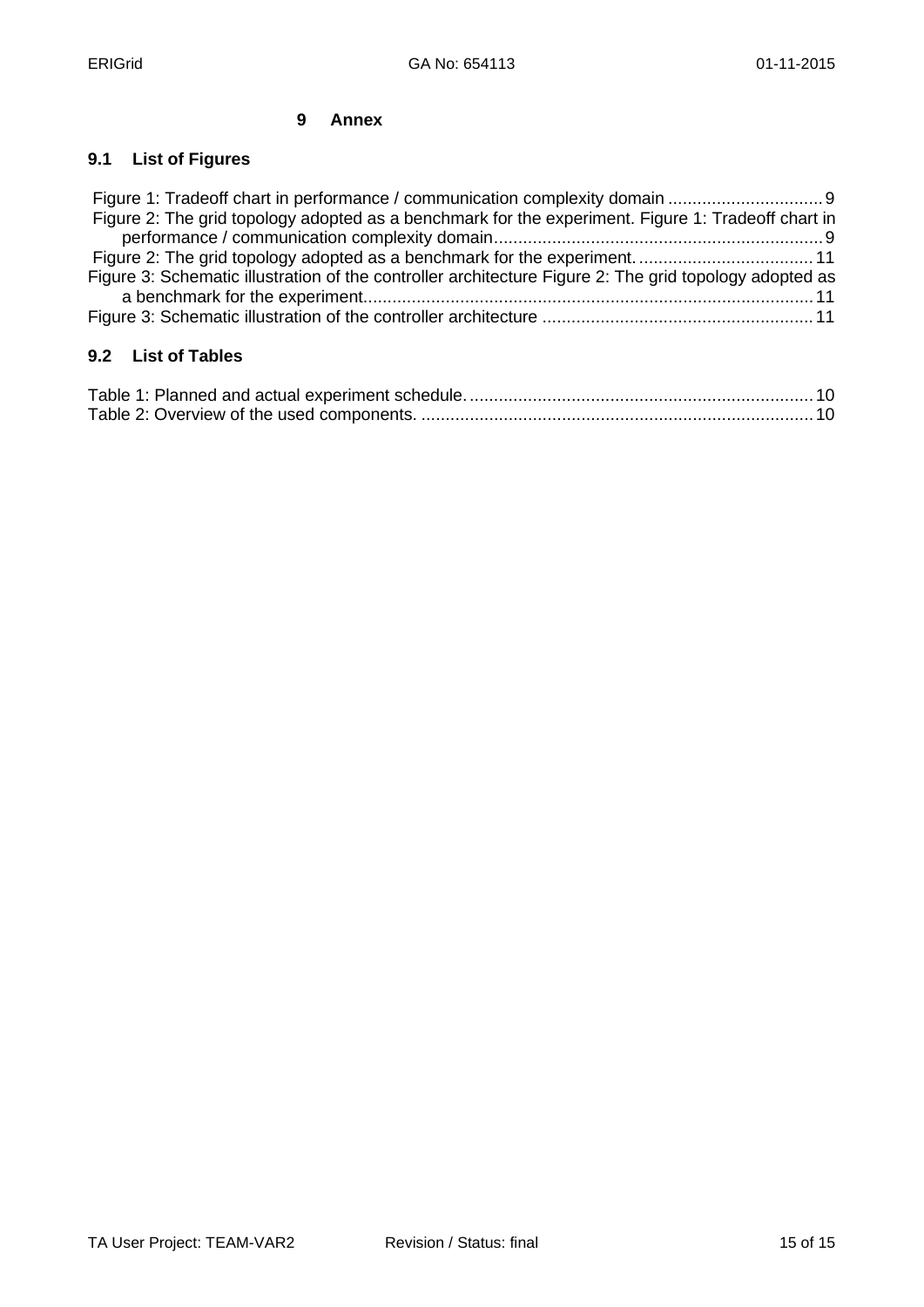# 9 Annex

## 9.1 List of Figures

Figure 1: Tradeoff chart in performance / communication complexity domain ................................ 9
Figure 2: The grid topology adopted as a benchmark for the experiment. Figure 1: Tradeoff chart in performance / communication complexity domain.................................................................... 9
Figure 2: The grid topology adopted as a benchmark for the experiment. .................................... 11
Figure 3: Schematic illustration of the controller architecture Figure 2: The grid topology adopted as a benchmark for the experiment............................................................................................ 11
Figure 3: Schematic illustration of the controller architecture ....................................................... 11

## 9.2 List of Tables

Table 1: Planned and actual experiment schedule. ...................................................................... 10
Table 2: Overview of the used components. ................................................................................ 10